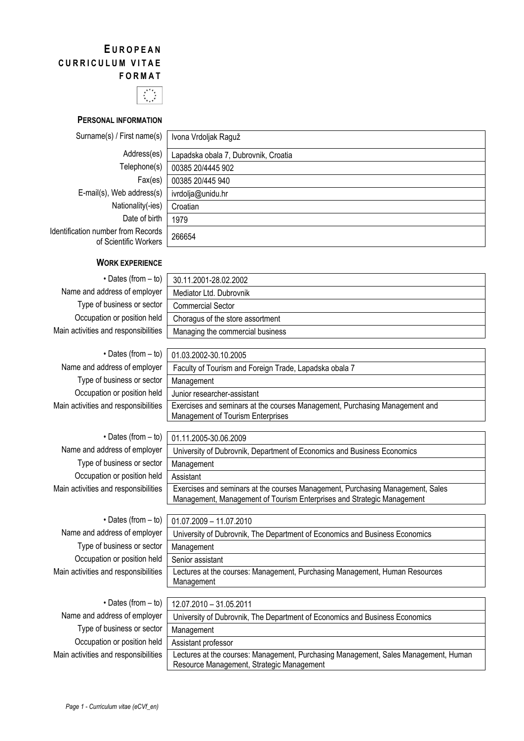# EUROPEAN CURRICULUM VITAE FORMAT

## PERSONAL INFORMATION

| | |
|---|---|
| Surname(s) / First name(s) | Ivona Vrdoljak Raguž |
| Address(es) | Lapadska obala 7, Dubrovnik, Croatia |
| Telephone(s) | 00385 20/4445 902 |
| Fax(es) | 00385 20/445 940 |
| E-mail(s), Web address(s) | ivrdolja@unidu.hr |
| Nationality(-ies) | Croatian |
| Date of birth | 1979 |
| Identification number from Records of Scientific Workers | 266654 |

## WORK EXPERIENCE

| | |
|---|---|
| • Dates (from – to) | 30.11.2001-28.02.2002 |
| Name and address of employer | Mediator Ltd. Dubrovnik |
| Type of business or sector | Commercial Sector |
| Occupation or position held | Choragus of the store assortment |
| Main activities and responsibilities | Managing the commercial business |

| | |
|---|---|
| • Dates (from – to) | 01.03.2002-30.10.2005 |
| Name and address of employer | Faculty of Tourism and Foreign Trade, Lapadska obala 7 |
| Type of business or sector | Management |
| Occupation or position held | Junior researcher-assistant |
| Main activities and responsibilities | Exercises and seminars at the courses Management, Purchasing Management and Management of Tourism Enterprises |

| | |
|---|---|
| • Dates (from – to) | 01.11.2005-30.06.2009 |
| Name and address of employer | University of Dubrovnik, Department of Economics and Business Economics |
| Type of business or sector | Management |
| Occupation or position held | Assistant |
| Main activities and responsibilities | Exercises and seminars at the courses Management, Purchasing Management, Sales Management, Management of Tourism Enterprises and Strategic Management |

| | |
|---|---|
| • Dates (from – to) | 01.07.2009 – 11.07.2010 |
| Name and address of employer | University of Dubrovnik, The Department of Economics and Business Economics |
| Type of business or sector | Management |
| Occupation or position held | Senior assistant |
| Main activities and responsibilities | Lectures at the courses: Management, Purchasing Management, Human Resources Management |

| | |
|---|---|
| • Dates (from – to) | 12.07.2010 – 31.05.2011 |
| Name and address of employer | University of Dubrovnik, The Department of Economics and Business Economics |
| Type of business or sector | Management |
| Occupation or position held | Assistant professor |
| Main activities and responsibilities | Lectures at the courses: Management, Purchasing Management, Sales Management, Human Resource Management, Strategic Management |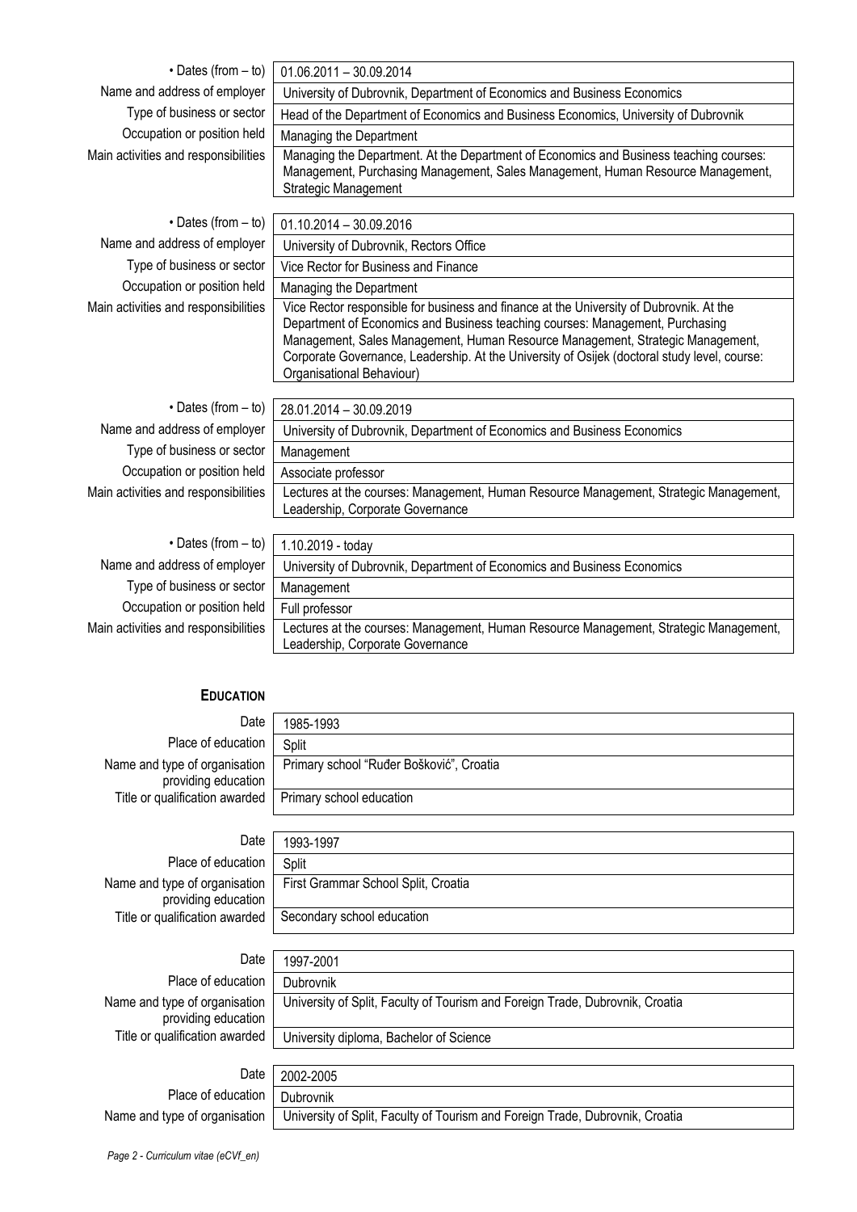| | |
|---|---|
| • Dates (from – to) | 01.06.2011 – 30.09.2014 |
| Name and address of employer | University of Dubrovnik, Department of Economics and Business Economics |
| Type of business or sector | Head of the Department of Economics and Business Economics, University of Dubrovnik |
| Occupation or position held | Managing the Department |
| Main activities and responsibilities | Managing the Department. At the Department of Economics and Business teaching courses: Management, Purchasing Management, Sales Management, Human Resource Management, Strategic Management |

| | |
|---|---|
| • Dates (from – to) | 01.10.2014 – 30.09.2016 |
| Name and address of employer | University of Dubrovnik, Rectors Office |
| Type of business or sector | Vice Rector for Business and Finance |
| Occupation or position held | Managing the Department |
| Main activities and responsibilities | Vice Rector responsible for business and finance at the University of Dubrovnik. At the Department of Economics and Business teaching courses: Management, Purchasing Management, Sales Management, Human Resource Management, Strategic Management, Corporate Governance, Leadership. At the University of Osijek (doctoral study level, course: Organisational Behaviour) |

| | |
|---|---|
| • Dates (from – to) | 28.01.2014 – 30.09.2019 |
| Name and address of employer | University of Dubrovnik, Department of Economics and Business Economics |
| Type of business or sector | Management |
| Occupation or position held | Associate professor |
| Main activities and responsibilities | Lectures at the courses: Management, Human Resource Management, Strategic Management, Leadership, Corporate Governance |

| | |
|---|---|
| • Dates (from – to) | 1.10.2019 - today |
| Name and address of employer | University of Dubrovnik, Department of Economics and Business Economics |
| Type of business or sector | Management |
| Occupation or position held | Full professor |
| Main activities and responsibilities | Lectures at the courses: Management, Human Resource Management, Strategic Management, Leadership, Corporate Governance |

## EDUCATION

| | |
|---|---|
| Date | 1985-1993 |
| Place of education | Split |
| Name and type of organisation providing education | Primary school "Ruđer Bošković", Croatia |
| Title or qualification awarded | Primary school education |

| | |
|---|---|
| Date | 1993-1997 |
| Place of education | Split |
| Name and type of organisation providing education | First Grammar School Split, Croatia |
| Title or qualification awarded | Secondary school education |

| | |
|---|---|
| Date | 1997-2001 |
| Place of education | Dubrovnik |
| Name and type of organisation providing education | University of Split, Faculty of Tourism and Foreign Trade, Dubrovnik, Croatia |
| Title or qualification awarded | University diploma, Bachelor of Science |

| | |
|---|---|
| Date | 2002-2005 |
| Place of education | Dubrovnik |
| Name and type of organisation | University of Split, Faculty of Tourism and Foreign Trade, Dubrovnik, Croatia |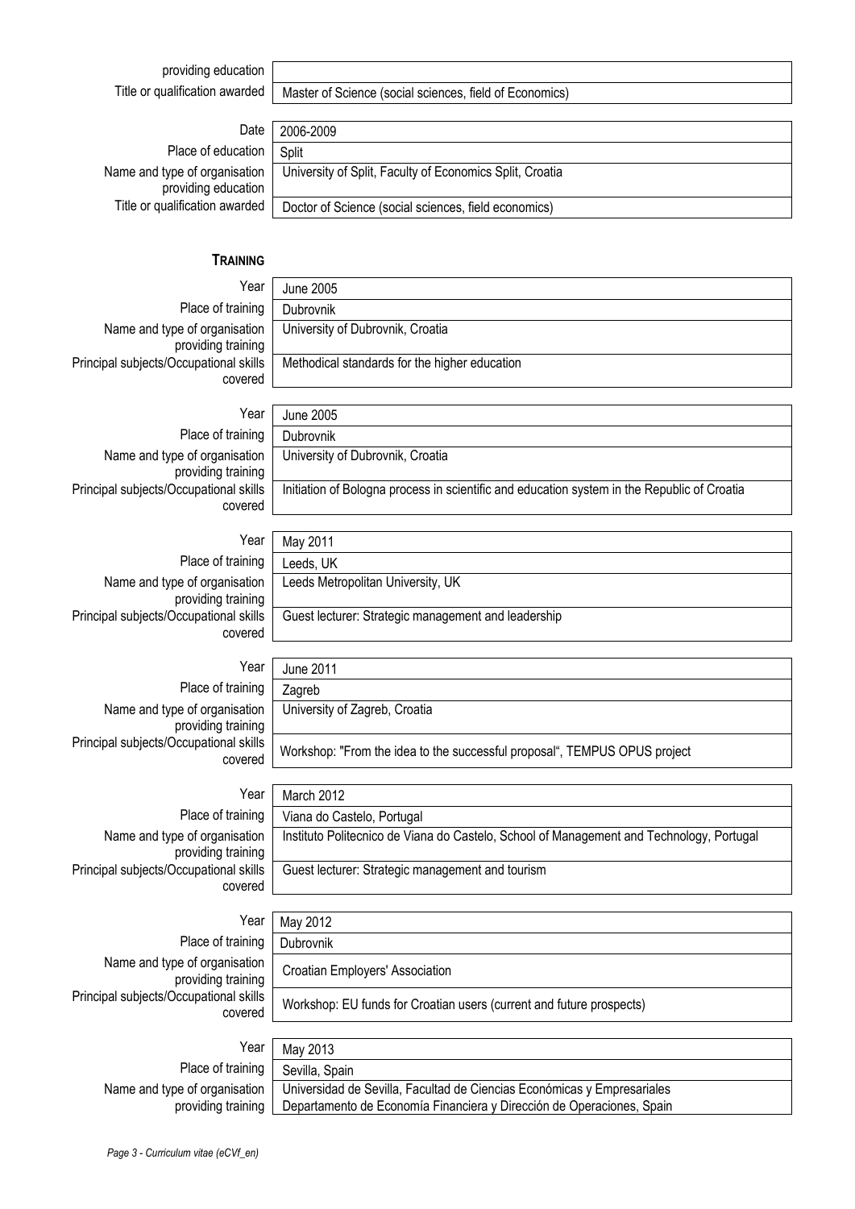| | |
|---|---|
| Name and type of organisation providing education | |
| Title or qualification awarded | Master of Science (social sciences, field of Economics) |

| | |
|---|---|
| Date | 2006-2009 |
| Place of education | Split |
| Name and type of organisation providing education | University of Split, Faculty of Economics Split, Croatia |
| Title or qualification awarded | Doctor of Science (social sciences, field economics) |

### TRAINING

| | |
|---|---|
| Year | June 2005 |
| Place of training | Dubrovnik |
| Name and type of organisation providing training | University of Dubrovnik, Croatia |
| Principal subjects/Occupational skills covered | Methodical standards for the higher education |

| | |
|---|---|
| Year | June 2005 |
| Place of training | Dubrovnik |
| Name and type of organisation providing training | University of Dubrovnik, Croatia |
| Principal subjects/Occupational skills covered | Initiation of Bologna process in scientific and education system in the Republic of Croatia |

| | |
|---|---|
| Year | May 2011 |
| Place of training | Leeds, UK |
| Name and type of organisation providing training | Leeds Metropolitan University, UK |
| Principal subjects/Occupational skills covered | Guest lecturer: Strategic management and leadership |

| | |
|---|---|
| Year | June 2011 |
| Place of training | Zagreb |
| Name and type of organisation providing training | University of Zagreb, Croatia |
| Principal subjects/Occupational skills covered | Workshop: "From the idea to the successful proposal", TEMPUS OPUS project |

| | |
|---|---|
| Year | March 2012 |
| Place of training | Viana do Castelo, Portugal |
| Name and type of organisation providing training | Instituto Politecnico de Viana do Castelo, School of Management and Technology, Portugal |
| Principal subjects/Occupational skills covered | Guest lecturer: Strategic management and tourism |

| | |
|---|---|
| Year | May 2012 |
| Place of training | Dubrovnik |
| Name and type of organisation providing training | Croatian Employers' Association |
| Principal subjects/Occupational skills covered | Workshop: EU funds for Croatian users (current and future prospects) |

| | |
|---|---|
| Year | May 2013 |
| Place of training | Sevilla, Spain |
| Name and type of organisation providing training | Universidad de Sevilla, Facultad de Ciencias Económicas y Empresariales Departamento de Economía Financiera y Dirección de Operaciones, Spain |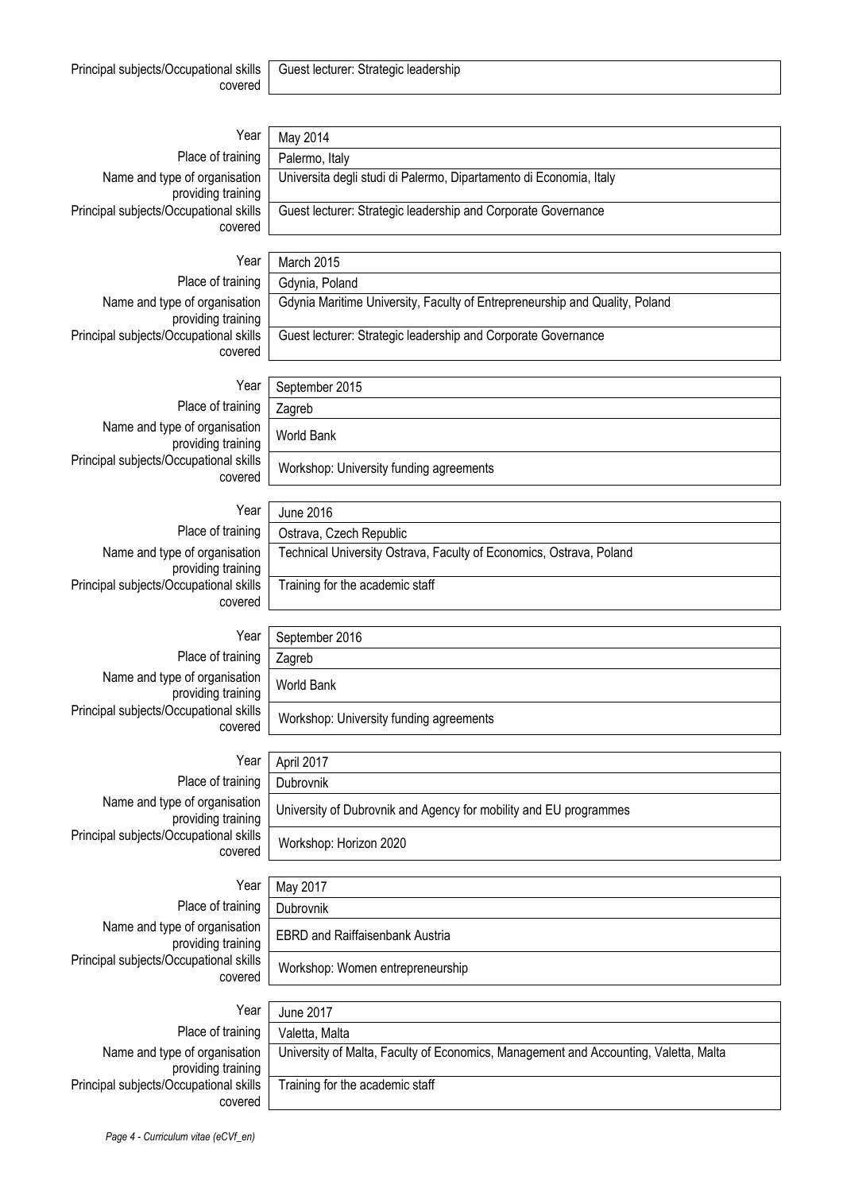| | |
|---|---|
| Principal subjects/Occupational skills covered | Guest lecturer: Strategic leadership |

| | |
|---|---|
| Year | May 2014 |
| Place of training | Palermo, Italy |
| Name and type of organisation providing training | Universita degli studi di Palermo, Dipartamento di Economia, Italy |
| Principal subjects/Occupational skills covered | Guest lecturer: Strategic leadership and Corporate Governance |

| | |
|---|---|
| Year | March 2015 |
| Place of training | Gdynia, Poland |
| Name and type of organisation providing training | Gdynia Maritime University, Faculty of Entrepreneurship and Quality, Poland |
| Principal subjects/Occupational skills covered | Guest lecturer: Strategic leadership and Corporate Governance |

| | |
|---|---|
| Year | September 2015 |
| Place of training | Zagreb |
| Name and type of organisation providing training | World Bank |
| Principal subjects/Occupational skills covered | Workshop: University funding agreements |

| | |
|---|---|
| Year | June 2016 |
| Place of training | Ostrava, Czech Republic |
| Name and type of organisation providing training | Technical University Ostrava, Faculty of Economics, Ostrava, Poland |
| Principal subjects/Occupational skills covered | Training for the academic staff |

| | |
|---|---|
| Year | September 2016 |
| Place of training | Zagreb |
| Name and type of organisation providing training | World Bank |
| Principal subjects/Occupational skills covered | Workshop: University funding agreements |

| | |
|---|---|
| Year | April 2017 |
| Place of training | Dubrovnik |
| Name and type of organisation providing training | University of Dubrovnik and Agency for mobility and EU programmes |
| Principal subjects/Occupational skills covered | Workshop: Horizon 2020 |

| | |
|---|---|
| Year | May 2017 |
| Place of training | Dubrovnik |
| Name and type of organisation providing training | EBRD and Raiffaisenbank Austria |
| Principal subjects/Occupational skills covered | Workshop: Women entrepreneurship |

| | |
|---|---|
| Year | June 2017 |
| Place of training | Valetta, Malta |
| Name and type of organisation providing training | University of Malta, Faculty of Economics, Management and Accounting, Valetta, Malta |
| Principal subjects/Occupational skills covered | Training for the academic staff |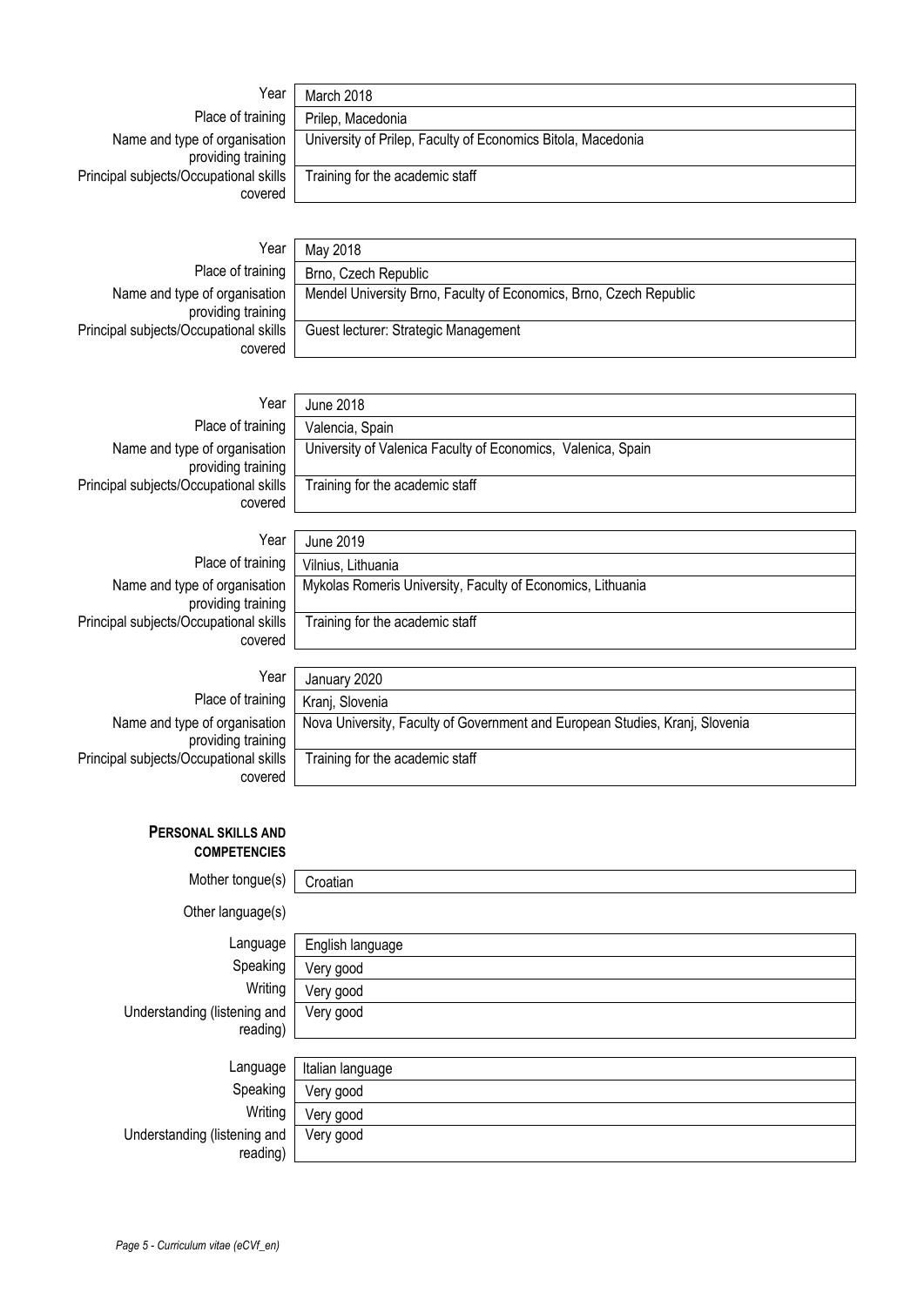| | |
|---|---|
| Year | March 2018 |
| Place of training | Prilep, Macedonia |
| Name and type of organisation providing training | University of Prilep, Faculty of Economics Bitola, Macedonia |
| Principal subjects/Occupational skills covered | Training for the academic staff |

| | |
|---|---|
| Year | May 2018 |
| Place of training | Brno, Czech Republic |
| Name and type of organisation providing training | Mendel University Brno, Faculty of Economics, Brno, Czech Republic |
| Principal subjects/Occupational skills covered | Guest lecturer: Strategic Management |

| | |
|---|---|
| Year | June 2018 |
| Place of training | Valencia, Spain |
| Name and type of organisation providing training | University of Valenica Faculty of Economics, Valenica, Spain |
| Principal subjects/Occupational skills covered | Training for the academic staff |

| | |
|---|---|
| Year | June 2019 |
| Place of training | Vilnius, Lithuania |
| Name and type of organisation providing training | Mykolas Romeris University, Faculty of Economics, Lithuania |
| Principal subjects/Occupational skills covered | Training for the academic staff |

| | |
|---|---|
| Year | January 2020 |
| Place of training | Kranj, Slovenia |
| Name and type of organisation providing training | Nova University, Faculty of Government and European Studies, Kranj, Slovenia |
| Principal subjects/Occupational skills covered | Training for the academic staff |

## PERSONAL SKILLS AND COMPETENCIES

| | |
|---|---|
| Mother tongue(s) | Croatian |

Other language(s)

| | |
|---|---|
| Language | English language |
| Speaking | Very good |
| Writing | Very good |
| Understanding (listening and reading) | Very good |

| | |
|---|---|
| Language | Italian language |
| Speaking | Very good |
| Writing | Very good |
| Understanding (listening and reading) | Very good |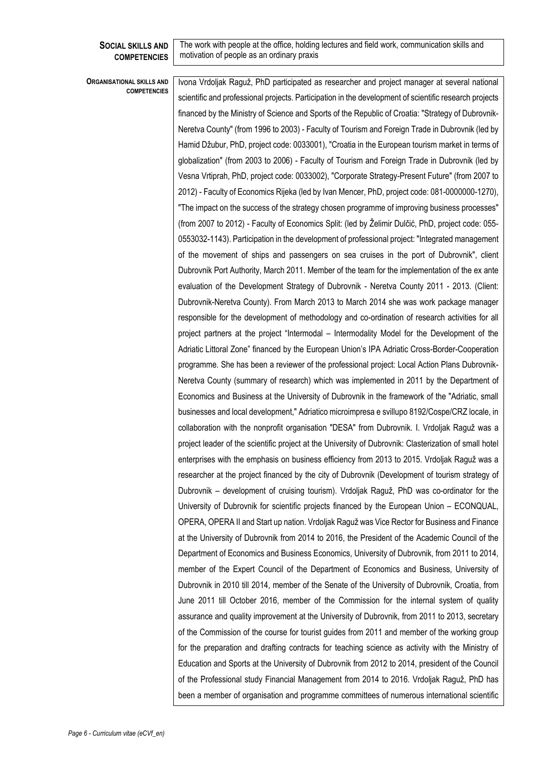**SOCIAL SKILLS AND COMPETENCIES**

The work with people at the office, holding lectures and field work, communication skills and motivation of people as an ordinary praxis

**ORGANISATIONAL SKILLS AND COMPETENCIES**

Ivona Vrdoljak Raguž, PhD participated as researcher and project manager at several national scientific and professional projects. Participation in the development of scientific research projects financed by the Ministry of Science and Sports of the Republic of Croatia: "Strategy of Dubrovnik-Neretva County" (from 1996 to 2003) - Faculty of Tourism and Foreign Trade in Dubrovnik (led by Hamid Džubur, PhD, project code: 0033001), "Croatia in the European tourism market in terms of globalization" (from 2003 to 2006) - Faculty of Tourism and Foreign Trade in Dubrovnik (led by Vesna Vrtiprah, PhD, project code: 0033002), "Corporate Strategy-Present Future" (from 2007 to 2012) - Faculty of Economics Rijeka (led by Ivan Mencer, PhD, project code: 081-0000000-1270), "The impact on the success of the strategy chosen programme of improving business processes" (from 2007 to 2012) - Faculty of Economics Split: (led by Želimir Dulčić, PhD, project code: 055-0553032-1143). Participation in the development of professional project: "Integrated management of the movement of ships and passengers on sea cruises in the port of Dubrovnik", client Dubrovnik Port Authority, March 2011. Member of the team for the implementation of the ex ante evaluation of the Development Strategy of Dubrovnik - Neretva County 2011 - 2013. (Client: Dubrovnik-Neretva County). From March 2013 to March 2014 she was work package manager responsible for the development of methodology and co-ordination of research activities for all project partners at the project "Intermodal – Intermodality Model for the Development of the Adriatic Littoral Zone" financed by the European Union's IPA Adriatic Cross-Border-Cooperation programme. She has been a reviewer of the professional project: Local Action Plans Dubrovnik-Neretva County (summary of research) which was implemented in 2011 by the Department of Economics and Business at the University of Dubrovnik in the framework of the "Adriatic, small businesses and local development," Adriatico microimpresa e svillupo 8192/Cospe/CRZ locale, in collaboration with the nonprofit organisation "DESA" from Dubrovnik. I. Vrdoljak Raguž was a project leader of the scientific project at the University of Dubrovnik: Clasterization of small hotel enterprises with the emphasis on business efficiency from 2013 to 2015. Vrdoljak Raguž was a researcher at the project financed by the city of Dubrovnik (Development of tourism strategy of Dubrovnik – development of cruising tourism). Vrdoljak Raguž, PhD was co-ordinator for the University of Dubrovnik for scientific projects financed by the European Union – ECONQUAL, OPERA, OPERA II and Start up nation. Vrdoljak Raguž was Vice Rector for Business and Finance at the University of Dubrovnik from 2014 to 2016, the President of the Academic Council of the Department of Economics and Business Economics, University of Dubrovnik, from 2011 to 2014, member of the Expert Council of the Department of Economics and Business, University of Dubrovnik in 2010 till 2014, member of the Senate of the University of Dubrovnik, Croatia, from June 2011 till October 2016, member of the Commission for the internal system of quality assurance and quality improvement at the University of Dubrovnik, from 2011 to 2013, secretary of the Commission of the course for tourist guides from 2011 and member of the working group for the preparation and drafting contracts for teaching science as activity with the Ministry of Education and Sports at the University of Dubrovnik from 2012 to 2014, president of the Council of the Professional study Financial Management from 2014 to 2016. Vrdoljak Raguž, PhD has been a member of organisation and programme committees of numerous international scientific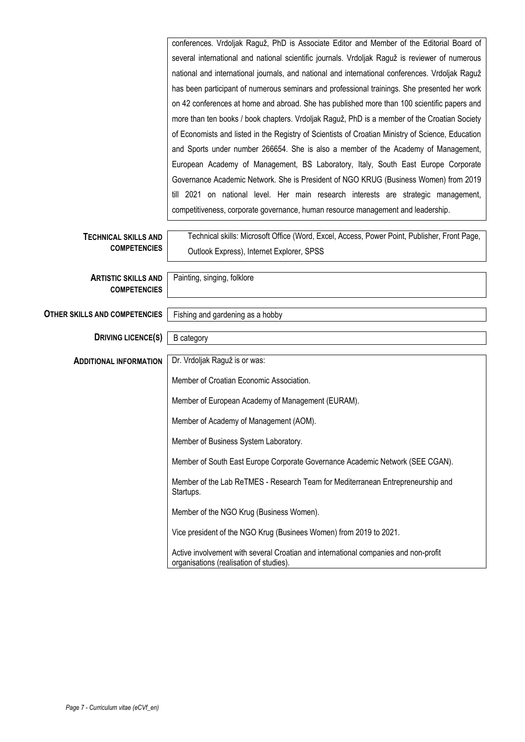conferences. Vrdoljak Raguž, PhD is Associate Editor and Member of the Editorial Board of several international and national scientific journals. Vrdoljak Raguž is reviewer of numerous national and international journals, and national and international conferences. Vrdoljak Raguž has been participant of numerous seminars and professional trainings. She presented her work on 42 conferences at home and abroad. She has published more than 100 scientific papers and more than ten books / book chapters. Vrdoljak Raguž, PhD is a member of the Croatian Society of Economists and listed in the Registry of Scientists of Croatian Ministry of Science, Education and Sports under number 266654. She is also a member of the Academy of Management, European Academy of Management, BS Laboratory, Italy, South East Europe Corporate Governance Academic Network. She is President of NGO KRUG (Business Women) from 2019 till 2021 on national level. Her main research interests are strategic management, competitiveness, corporate governance, human resource management and leadership.

**TECHNICAL SKILLS AND COMPETENCIES**

Technical skills: Microsoft Office (Word, Excel, Access, Power Point, Publisher, Front Page, Outlook Express), Internet Explorer, SPSS

**ARTISTIC SKILLS AND COMPETENCIES**

Painting, singing, folklore

**OTHER SKILLS AND COMPETENCIES**

Fishing and gardening as a hobby

**DRIVING LICENCE(S)**

B category

**ADDITIONAL INFORMATION**

Dr. Vrdoljak Raguž is or was:

Member of Croatian Economic Association.

Member of European Academy of Management (EURAM).

Member of Academy of Management (AOM).

Member of Business System Laboratory.

Member of South East Europe Corporate Governance Academic Network (SEE CGAN).

Member of the Lab ReTMES - Research Team for Mediterranean Entrepreneurship and Startups.

Member of the NGO Krug (Business Women).

Vice president of the NGO Krug (Businees Women) from 2019 to 2021.

Active involvement with several Croatian and international companies and non-profit organisations (realisation of studies).